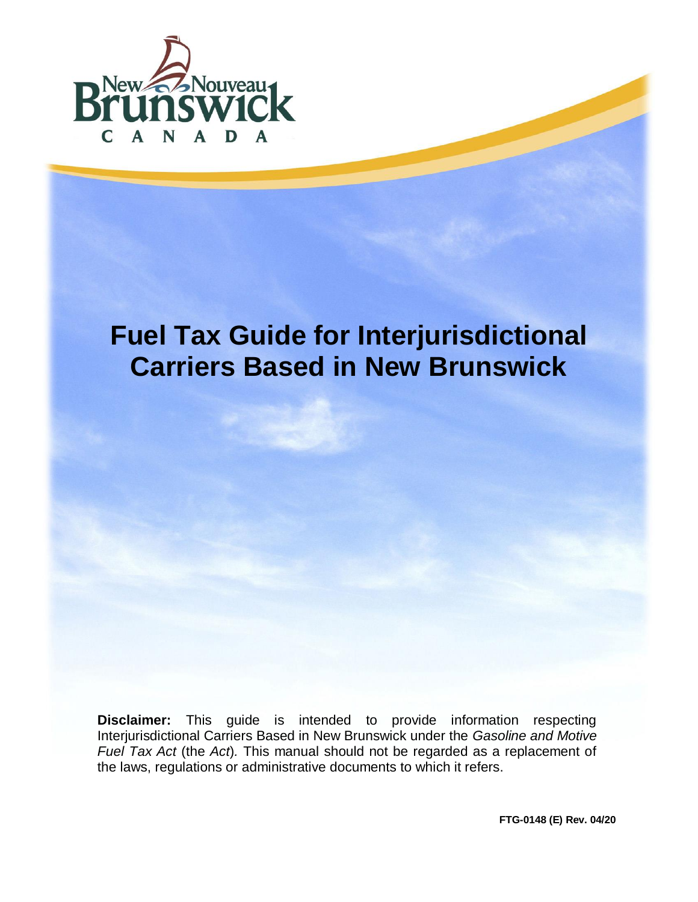# Fuel Tax Guide for Interjurisdictional Carriers Based in New Brunswick

**Disclaimer:** This guide is intended to provide information respecting Interjurisdictional Carriers Based in New Brunswick under the *Gasoline and Motive Fuel Tax Act* (the *Act*). This manual should not be regarded as a replacement of the laws, regulations or administrative documents to which it refers.

**FTG-0148 (E) Rev. 04/20**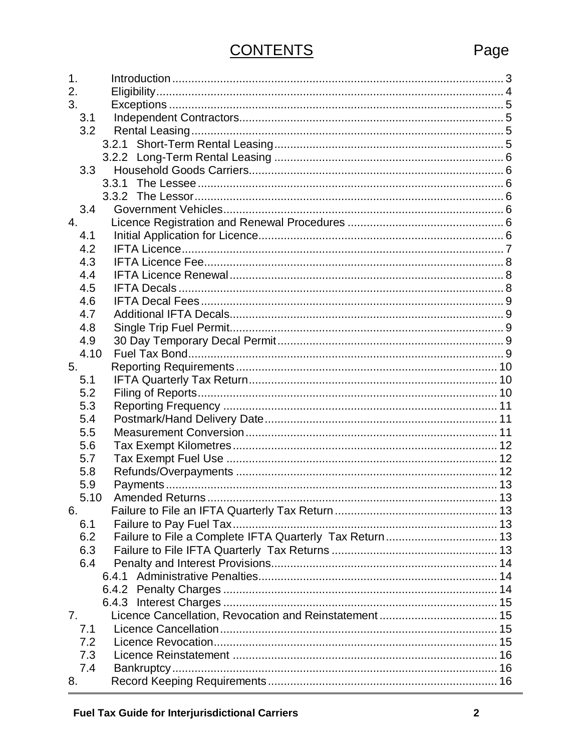# CONTENTS

| | | Page |
|---|---|---|
| 1. | Introduction | 3 |
| 2. | Eligibility | 4 |
| 3. | Exceptions | 5 |
| 3.1 | Independent Contractors | 5 |
| 3.2 | Rental Leasing | 5 |
| 3.2.1 | Short-Term Rental Leasing | 5 |
| 3.2.2 | Long-Term Rental Leasing | 6 |
| 3.3 | Household Goods Carriers | 6 |
| 3.3.1 | The Lessee | 6 |
| 3.3.2 | The Lessor | 6 |
| 3.4 | Government Vehicles | 6 |
| 4. | Licence Registration and Renewal Procedures | 6 |
| 4.1 | Initial Application for Licence | 6 |
| 4.2 | IFTA Licence | 7 |
| 4.3 | IFTA Licence Fee | 8 |
| 4.4 | IFTA Licence Renewal | 8 |
| 4.5 | IFTA Decals | 8 |
| 4.6 | IFTA Decal Fees | 9 |
| 4.7 | Additional IFTA Decals | 9 |
| 4.8 | Single Trip Fuel Permit | 9 |
| 4.9 | 30 Day Temporary Decal Permit | 9 |
| 4.10 | Fuel Tax Bond | 9 |
| 5. | Reporting Requirements | 10 |
| 5.1 | IFTA Quarterly Tax Return | 10 |
| 5.2 | Filing of Reports | 10 |
| 5.3 | Reporting Frequency | 11 |
| 5.4 | Postmark/Hand Delivery Date | 11 |
| 5.5 | Measurement Conversion | 11 |
| 5.6 | Tax Exempt Kilometres | 12 |
| 5.7 | Tax Exempt Fuel Use | 12 |
| 5.8 | Refunds/Overpayments | 12 |
| 5.9 | Payments | 13 |
| 5.10 | Amended Returns | 13 |
| 6. | Failure to File an IFTA Quarterly Tax Return | 13 |
| 6.1 | Failure to Pay Fuel Tax | 13 |
| 6.2 | Failure to File a Complete IFTA Quarterly Tax Return | 13 |
| 6.3 | Failure to File IFTA Quarterly Tax Returns | 13 |
| 6.4 | Penalty and Interest Provisions | 14 |
| 6.4.1 | Administrative Penalties | 14 |
| 6.4.2 | Penalty Charges | 14 |
| 6.4.3 | Interest Charges | 15 |
| 7. | Licence Cancellation, Revocation and Reinstatement | 15 |
| 7.1 | Licence Cancellation | 15 |
| 7.2 | Licence Revocation | 15 |
| 7.3 | Licence Reinstatement | 16 |
| 7.4 | Bankruptcy | 16 |
| 8. | Record Keeping Requirements | 16 |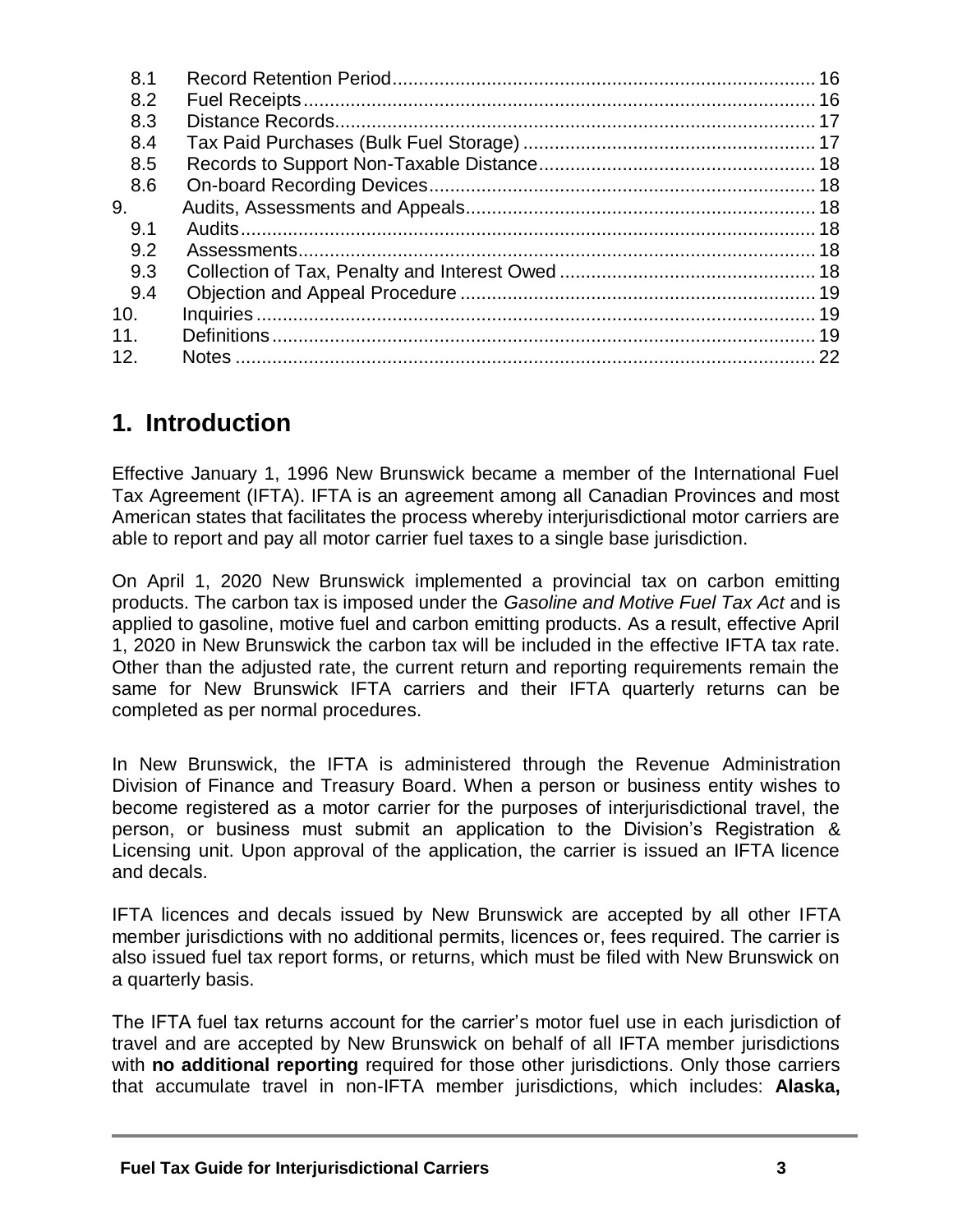| | | |
|---|---|---|
| 8.1 | Record Retention Period | 16 |
| 8.2 | Fuel Receipts | 16 |
| 8.3 | Distance Records | 17 |
| 8.4 | Tax Paid Purchases (Bulk Fuel Storage) | 17 |
| 8.5 | Records to Support Non-Taxable Distance | 18 |
| 8.6 | On-board Recording Devices | 18 |
| 9. | Audits, Assessments and Appeals | 18 |
| 9.1 | Audits | 18 |
| 9.2 | Assessments | 18 |
| 9.3 | Collection of Tax, Penalty and Interest Owed | 18 |
| 9.4 | Objection and Appeal Procedure | 19 |
| 10. | Inquiries | 19 |
| 11. | Definitions | 19 |
| 12. | Notes | 22 |

# 1. Introduction

Effective January 1, 1996 New Brunswick became a member of the International Fuel Tax Agreement (IFTA). IFTA is an agreement among all Canadian Provinces and most American states that facilitates the process whereby interjurisdictional motor carriers are able to report and pay all motor carrier fuel taxes to a single base jurisdiction.

On April 1, 2020 New Brunswick implemented a provincial tax on carbon emitting products. The carbon tax is imposed under the *Gasoline and Motive Fuel Tax Act* and is applied to gasoline, motive fuel and carbon emitting products. As a result, effective April 1, 2020 in New Brunswick the carbon tax will be included in the effective IFTA tax rate. Other than the adjusted rate, the current return and reporting requirements remain the same for New Brunswick IFTA carriers and their IFTA quarterly returns can be completed as per normal procedures.

In New Brunswick, the IFTA is administered through the Revenue Administration Division of Finance and Treasury Board. When a person or business entity wishes to become registered as a motor carrier for the purposes of interjurisdictional travel, the person, or business must submit an application to the Division's Registration & Licensing unit. Upon approval of the application, the carrier is issued an IFTA licence and decals.

IFTA licences and decals issued by New Brunswick are accepted by all other IFTA member jurisdictions with no additional permits, licences or, fees required. The carrier is also issued fuel tax report forms, or returns, which must be filed with New Brunswick on a quarterly basis.

The IFTA fuel tax returns account for the carrier's motor fuel use in each jurisdiction of travel and are accepted by New Brunswick on behalf of all IFTA member jurisdictions with **no additional reporting** required for those other jurisdictions. Only those carriers that accumulate travel in non-IFTA member jurisdictions, which includes: **Alaska,**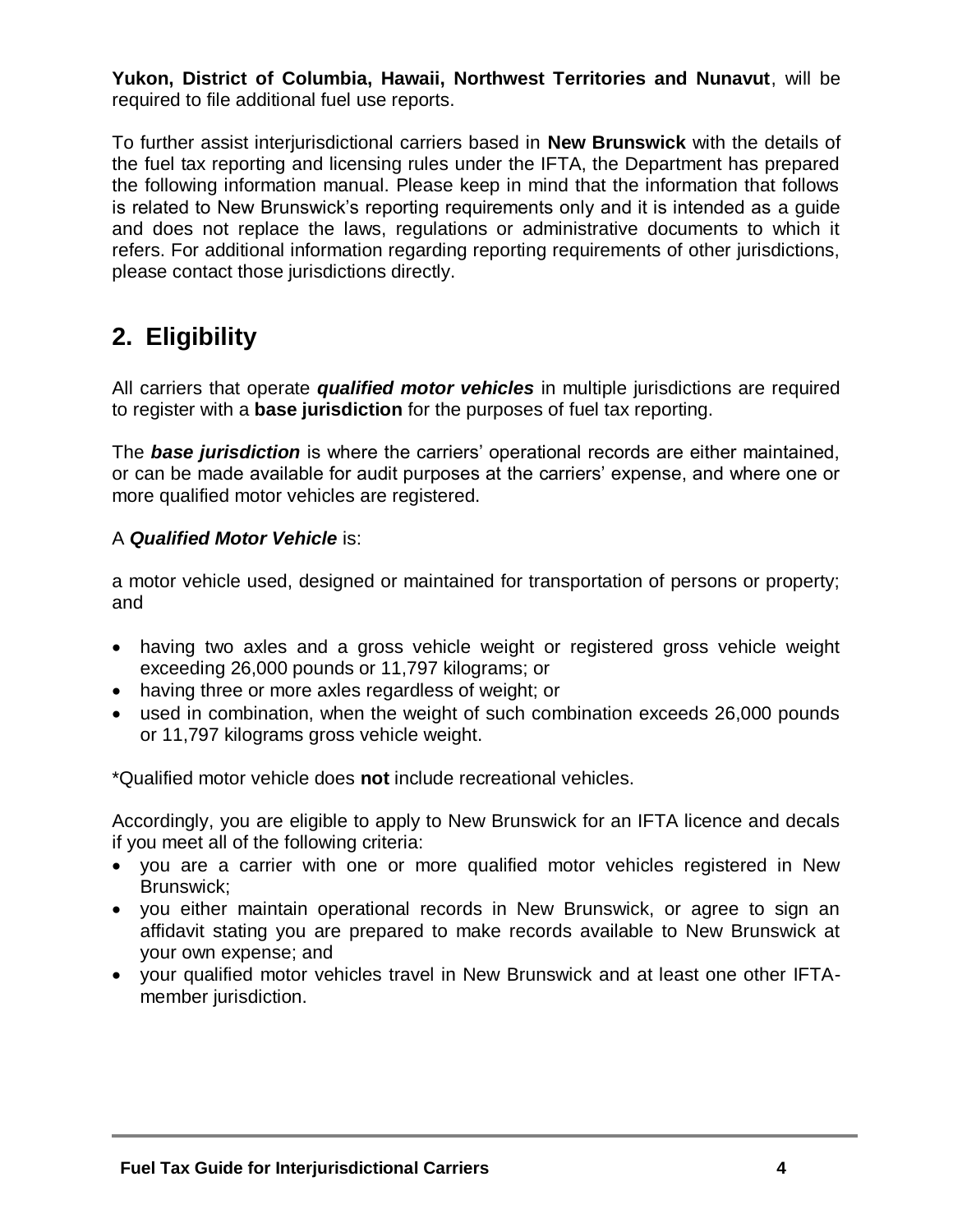**Yukon, District of Columbia, Hawaii, Northwest Territories and Nunavut**, will be required to file additional fuel use reports.

To further assist interjurisdictional carriers based in **New Brunswick** with the details of the fuel tax reporting and licensing rules under the IFTA, the Department has prepared the following information manual. Please keep in mind that the information that follows is related to New Brunswick's reporting requirements only and it is intended as a guide and does not replace the laws, regulations or administrative documents to which it refers. For additional information regarding reporting requirements of other jurisdictions, please contact those jurisdictions directly.

## 2. Eligibility

All carriers that operate ***qualified motor vehicles*** in multiple jurisdictions are required to register with a **base jurisdiction** for the purposes of fuel tax reporting.

The ***base jurisdiction*** is where the carriers' operational records are either maintained, or can be made available for audit purposes at the carriers' expense, and where one or more qualified motor vehicles are registered.

A ***Qualified Motor Vehicle*** is:

a motor vehicle used, designed or maintained for transportation of persons or property; and

- having two axles and a gross vehicle weight or registered gross vehicle weight exceeding 26,000 pounds or 11,797 kilograms; or
- having three or more axles regardless of weight; or
- used in combination, when the weight of such combination exceeds 26,000 pounds or 11,797 kilograms gross vehicle weight.

*Qualified motor vehicle does **not** include recreational vehicles.

Accordingly, you are eligible to apply to New Brunswick for an IFTA licence and decals if you meet all of the following criteria:

- you are a carrier with one or more qualified motor vehicles registered in New Brunswick;
- you either maintain operational records in New Brunswick, or agree to sign an affidavit stating you are prepared to make records available to New Brunswick at your own expense; and
- your qualified motor vehicles travel in New Brunswick and at least one other IFTA-member jurisdiction.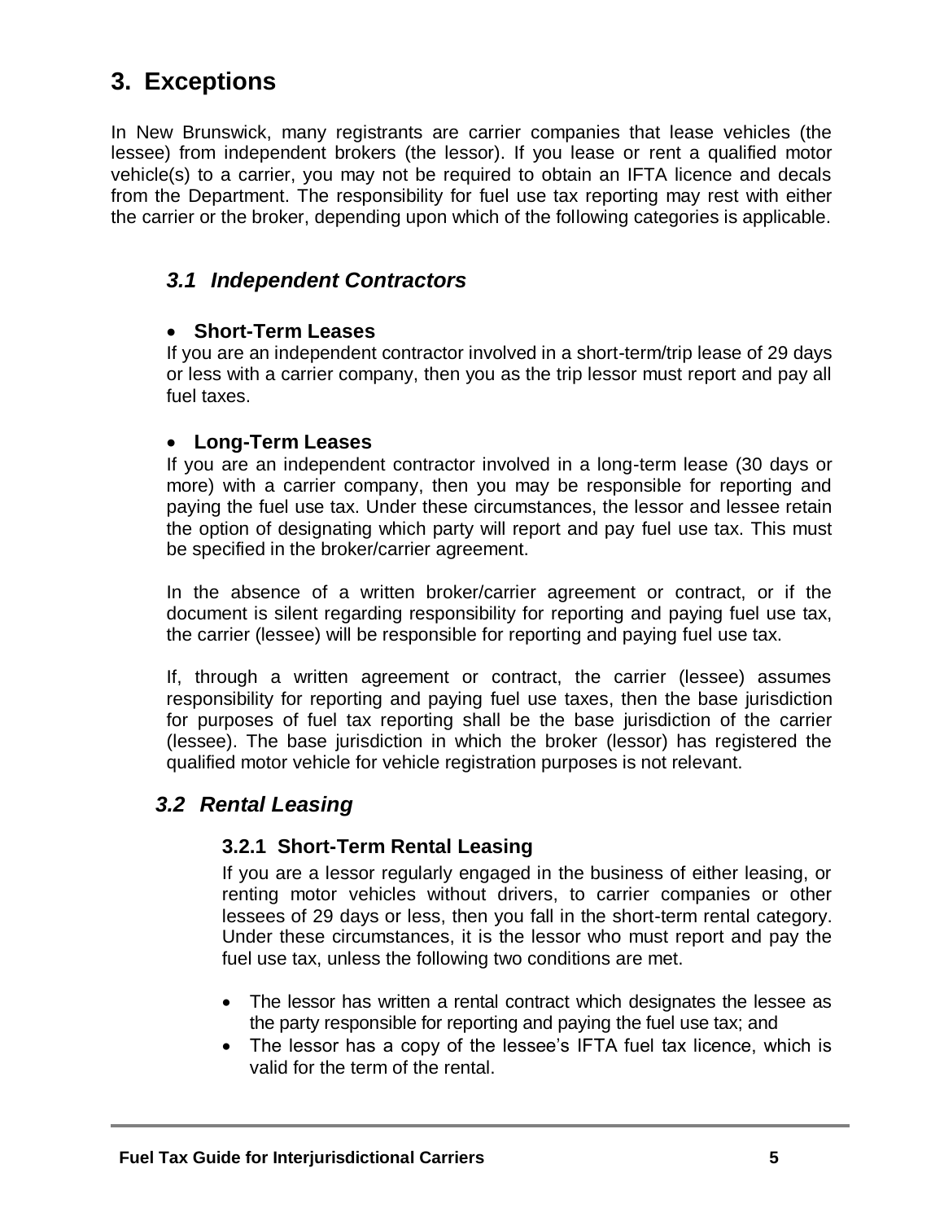# 3. Exceptions

In New Brunswick, many registrants are carrier companies that lease vehicles (the lessee) from independent brokers (the lessor). If you lease or rent a qualified motor vehicle(s) to a carrier, you may not be required to obtain an IFTA licence and decals from the Department. The responsibility for fuel use tax reporting may rest with either the carrier or the broker, depending upon which of the following categories is applicable.

## *3.1 Independent Contractors*

- **Short-Term Leases**
  If you are an independent contractor involved in a short-term/trip lease of 29 days or less with a carrier company, then you as the trip lessor must report and pay all fuel taxes.

- **Long-Term Leases**
  If you are an independent contractor involved in a long-term lease (30 days or more) with a carrier company, then you may be responsible for reporting and paying the fuel use tax. Under these circumstances, the lessor and lessee retain the option of designating which party will report and pay fuel use tax. This must be specified in the broker/carrier agreement.

  In the absence of a written broker/carrier agreement or contract, or if the document is silent regarding responsibility for reporting and paying fuel use tax, the carrier (lessee) will be responsible for reporting and paying fuel use tax.

  If, through a written agreement or contract, the carrier (lessee) assumes responsibility for reporting and paying fuel use taxes, then the base jurisdiction for purposes of fuel tax reporting shall be the base jurisdiction of the carrier (lessee). The base jurisdiction in which the broker (lessor) has registered the qualified motor vehicle for vehicle registration purposes is not relevant.

## *3.2 Rental Leasing*

### 3.2.1 Short-Term Rental Leasing

If you are a lessor regularly engaged in the business of either leasing, or renting motor vehicles without drivers, to carrier companies or other lessees of 29 days or less, then you fall in the short-term rental category. Under these circumstances, it is the lessor who must report and pay the fuel use tax, unless the following two conditions are met.

- The lessor has written a rental contract which designates the lessee as the party responsible for reporting and paying the fuel use tax; and
- The lessor has a copy of the lessee's IFTA fuel tax licence, which is valid for the term of the rental.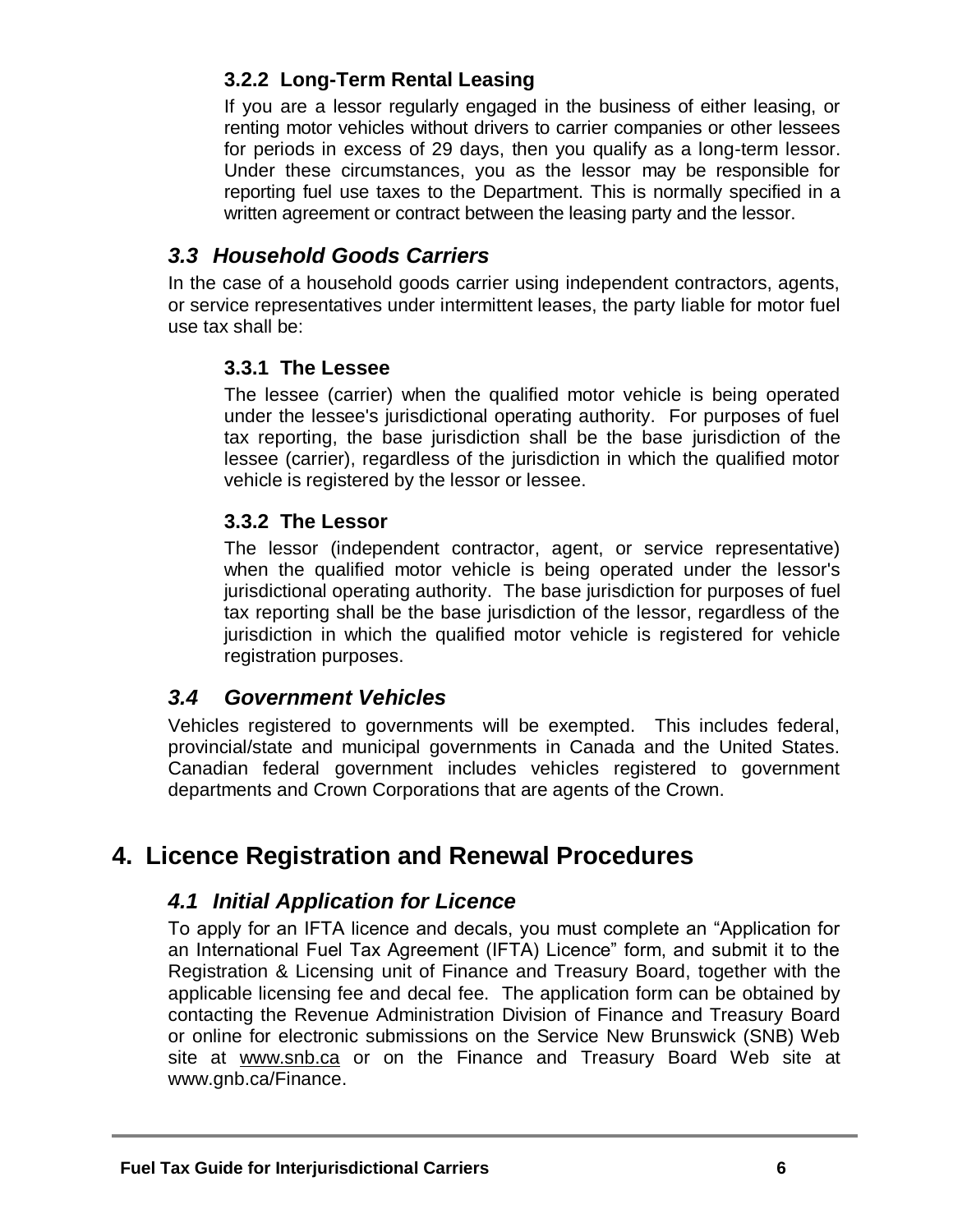#### 3.2.2 Long-Term Rental Leasing

If you are a lessor regularly engaged in the business of either leasing, or renting motor vehicles without drivers to carrier companies or other lessees for periods in excess of 29 days, then you qualify as a long-term lessor. Under these circumstances, you as the lessor may be responsible for reporting fuel use taxes to the Department. This is normally specified in a written agreement or contract between the leasing party and the lessor.

### *3.3 Household Goods Carriers*

In the case of a household goods carrier using independent contractors, agents, or service representatives under intermittent leases, the party liable for motor fuel use tax shall be:

#### 3.3.1 The Lessee

The lessee (carrier) when the qualified motor vehicle is being operated under the lessee's jurisdictional operating authority. For purposes of fuel tax reporting, the base jurisdiction shall be the base jurisdiction of the lessee (carrier), regardless of the jurisdiction in which the qualified motor vehicle is registered by the lessor or lessee.

#### 3.3.2 The Lessor

The lessor (independent contractor, agent, or service representative) when the qualified motor vehicle is being operated under the lessor's jurisdictional operating authority. The base jurisdiction for purposes of fuel tax reporting shall be the base jurisdiction of the lessor, regardless of the jurisdiction in which the qualified motor vehicle is registered for vehicle registration purposes.

### *3.4 Government Vehicles*

Vehicles registered to governments will be exempted. This includes federal, provincial/state and municipal governments in Canada and the United States. Canadian federal government includes vehicles registered to government departments and Crown Corporations that are agents of the Crown.

## 4. Licence Registration and Renewal Procedures

### *4.1 Initial Application for Licence*

To apply for an IFTA licence and decals, you must complete an "Application for an International Fuel Tax Agreement (IFTA) Licence" form, and submit it to the Registration & Licensing unit of Finance and Treasury Board, together with the applicable licensing fee and decal fee. The application form can be obtained by contacting the Revenue Administration Division of Finance and Treasury Board or online for electronic submissions on the Service New Brunswick (SNB) Web site at www.snb.ca or on the Finance and Treasury Board Web site at www.gnb.ca/Finance.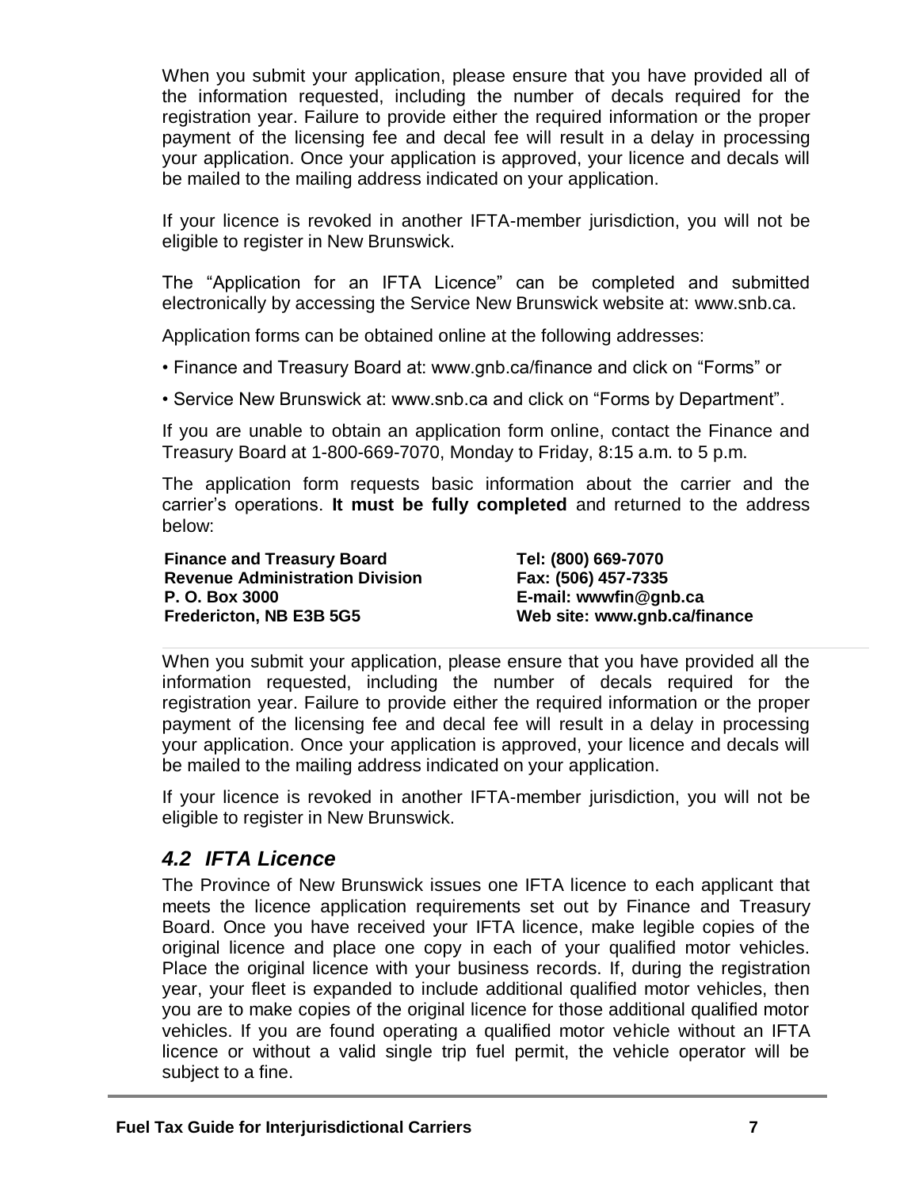When you submit your application, please ensure that you have provided all of the information requested, including the number of decals required for the registration year. Failure to provide either the required information or the proper payment of the licensing fee and decal fee will result in a delay in processing your application. Once your application is approved, your licence and decals will be mailed to the mailing address indicated on your application.

If your licence is revoked in another IFTA-member jurisdiction, you will not be eligible to register in New Brunswick.

The "Application for an IFTA Licence" can be completed and submitted electronically by accessing the Service New Brunswick website at: www.snb.ca.

Application forms can be obtained online at the following addresses:

- Finance and Treasury Board at: www.gnb.ca/finance and click on "Forms" or
- Service New Brunswick at: www.snb.ca and click on "Forms by Department".

If you are unable to obtain an application form online, contact the Finance and Treasury Board at 1-800-669-7070, Monday to Friday, 8:15 a.m. to 5 p.m.

The application form requests basic information about the carrier and the carrier's operations. **It must be fully completed** and returned to the address below:

**Finance and Treasury Board**
**Revenue Administration Division**
**P. O. Box 3000**
**Fredericton, NB E3B 5G5**

**Tel: (800) 669-7070**
**Fax: (506) 457-7335**
**E-mail: wwwfin@gnb.ca**
**Web site: www.gnb.ca/finance**

When you submit your application, please ensure that you have provided all the information requested, including the number of decals required for the registration year. Failure to provide either the required information or the proper payment of the licensing fee and decal fee will result in a delay in processing your application. Once your application is approved, your licence and decals will be mailed to the mailing address indicated on your application.

If your licence is revoked in another IFTA-member jurisdiction, you will not be eligible to register in New Brunswick.

## *4.2 IFTA Licence*

The Province of New Brunswick issues one IFTA licence to each applicant that meets the licence application requirements set out by Finance and Treasury Board. Once you have received your IFTA licence, make legible copies of the original licence and place one copy in each of your qualified motor vehicles. Place the original licence with your business records. If, during the registration year, your fleet is expanded to include additional qualified motor vehicles, then you are to make copies of the original licence for those additional qualified motor vehicles. If you are found operating a qualified motor vehicle without an IFTA licence or without a valid single trip fuel permit, the vehicle operator will be subject to a fine.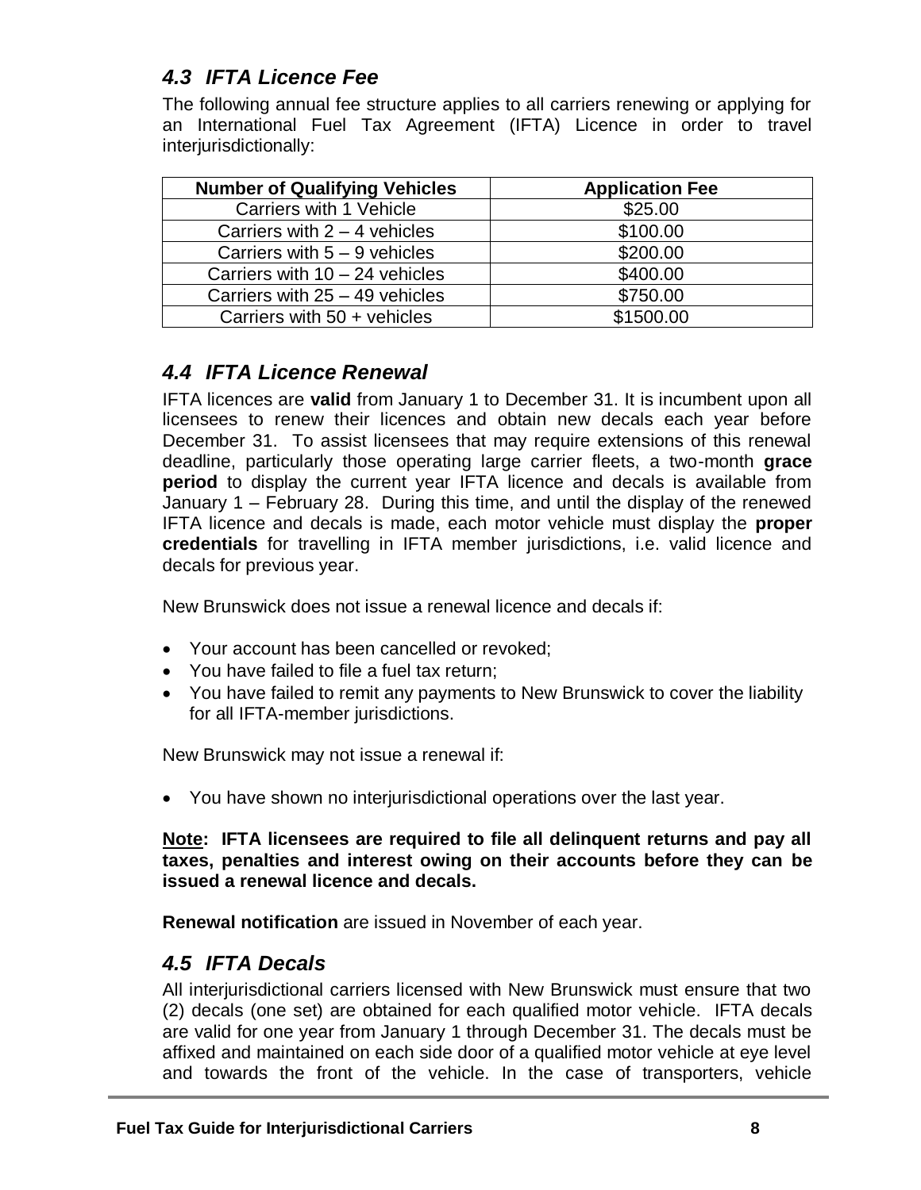## *4.3 IFTA Licence Fee*

The following annual fee structure applies to all carriers renewing or applying for an International Fuel Tax Agreement (IFTA) Licence in order to travel interjurisdictionally:

| Number of Qualifying Vehicles | Application Fee |
|---|---|
| Carriers with 1 Vehicle | $25.00 |
| Carriers with 2 – 4 vehicles | $100.00 |
| Carriers with 5 – 9 vehicles | $200.00 |
| Carriers with 10 – 24 vehicles | $400.00 |
| Carriers with 25 – 49 vehicles | $750.00 |
| Carriers with 50 + vehicles | $1500.00 |

## *4.4 IFTA Licence Renewal*

IFTA licences are **valid** from January 1 to December 31. It is incumbent upon all licensees to renew their licences and obtain new decals each year before December 31. To assist licensees that may require extensions of this renewal deadline, particularly those operating large carrier fleets, a two-month **grace period** to display the current year IFTA licence and decals is available from January 1 – February 28. During this time, and until the display of the renewed IFTA licence and decals is made, each motor vehicle must display the **proper credentials** for travelling in IFTA member jurisdictions, i.e. valid licence and decals for previous year.

New Brunswick does not issue a renewal licence and decals if:

- Your account has been cancelled or revoked;
- You have failed to file a fuel tax return;
- You have failed to remit any payments to New Brunswick to cover the liability for all IFTA-member jurisdictions.

New Brunswick may not issue a renewal if:

- You have shown no interjurisdictional operations over the last year.

**<u>Note</u>: IFTA licensees are required to file all delinquent returns and pay all taxes, penalties and interest owing on their accounts before they can be issued a renewal licence and decals.**

**Renewal notification** are issued in November of each year.

## *4.5 IFTA Decals*

All interjurisdictional carriers licensed with New Brunswick must ensure that two (2) decals (one set) are obtained for each qualified motor vehicle. IFTA decals are valid for one year from January 1 through December 31. The decals must be affixed and maintained on each side door of a qualified motor vehicle at eye level and towards the front of the vehicle. In the case of transporters, vehicle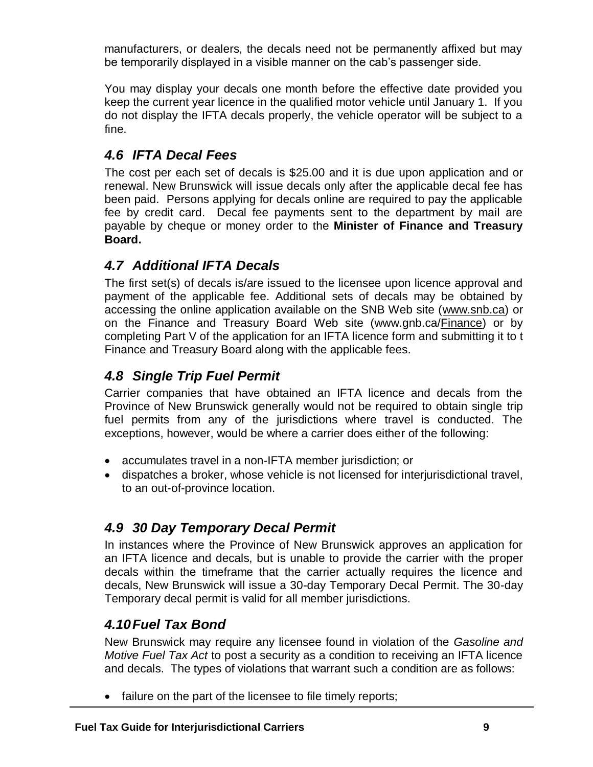manufacturers, or dealers, the decals need not be permanently affixed but may be temporarily displayed in a visible manner on the cab's passenger side.

You may display your decals one month before the effective date provided you keep the current year licence in the qualified motor vehicle until January 1. If you do not display the IFTA decals properly, the vehicle operator will be subject to a fine.

## *4.6 IFTA Decal Fees*

The cost per each set of decals is $25.00 and it is due upon application and or renewal. New Brunswick will issue decals only after the applicable decal fee has been paid. Persons applying for decals online are required to pay the applicable fee by credit card. Decal fee payments sent to the department by mail are payable by cheque or money order to the **Minister of Finance and Treasury Board.**

## *4.7 Additional IFTA Decals*

The first set(s) of decals is/are issued to the licensee upon licence approval and payment of the applicable fee. Additional sets of decals may be obtained by accessing the online application available on the SNB Web site (www.snb.ca) or on the Finance and Treasury Board Web site (www.gnb.ca/Finance) or by completing Part V of the application for an IFTA licence form and submitting it to t Finance and Treasury Board along with the applicable fees.

## *4.8 Single Trip Fuel Permit*

Carrier companies that have obtained an IFTA licence and decals from the Province of New Brunswick generally would not be required to obtain single trip fuel permits from any of the jurisdictions where travel is conducted. The exceptions, however, would be where a carrier does either of the following:

- accumulates travel in a non-IFTA member jurisdiction; or
- dispatches a broker, whose vehicle is not licensed for interjurisdictional travel, to an out-of-province location.

## *4.9 30 Day Temporary Decal Permit*

In instances where the Province of New Brunswick approves an application for an IFTA licence and decals, but is unable to provide the carrier with the proper decals within the timeframe that the carrier actually requires the licence and decals, New Brunswick will issue a 30-day Temporary Decal Permit. The 30-day Temporary decal permit is valid for all member jurisdictions.

## *4.10 Fuel Tax Bond*

New Brunswick may require any licensee found in violation of the *Gasoline and Motive Fuel Tax Act* to post a security as a condition to receiving an IFTA licence and decals. The types of violations that warrant such a condition are as follows:

- failure on the part of the licensee to file timely reports;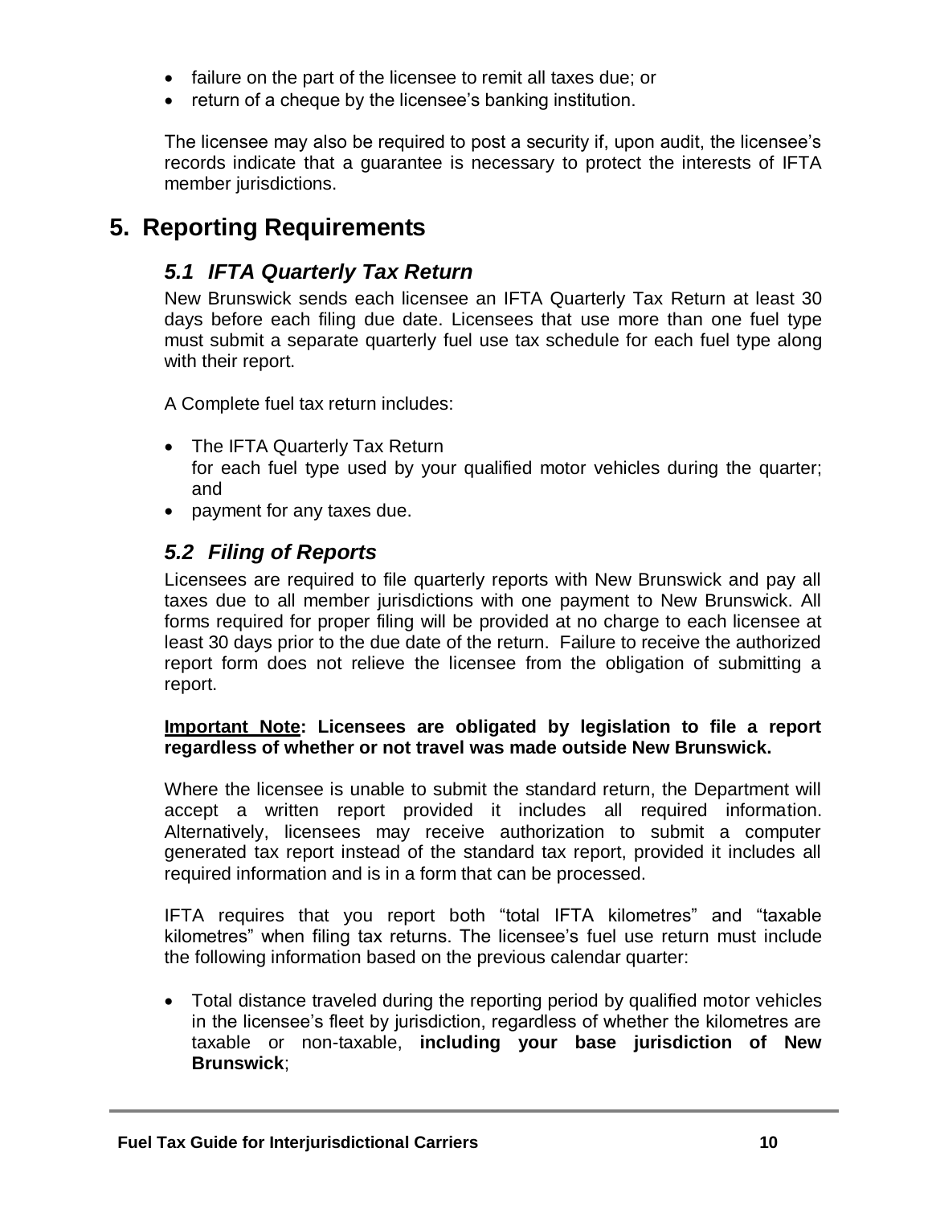- failure on the part of the licensee to remit all taxes due; or
- return of a cheque by the licensee's banking institution.

The licensee may also be required to post a security if, upon audit, the licensee's records indicate that a guarantee is necessary to protect the interests of IFTA member jurisdictions.

# 5. Reporting Requirements

## *5.1 IFTA Quarterly Tax Return*

New Brunswick sends each licensee an IFTA Quarterly Tax Return at least 30 days before each filing due date. Licensees that use more than one fuel type must submit a separate quarterly fuel use tax schedule for each fuel type along with their report.

A Complete fuel tax return includes:

- The IFTA Quarterly Tax Return
  for each fuel type used by your qualified motor vehicles during the quarter; and
- payment for any taxes due.

## *5.2 Filing of Reports*

Licensees are required to file quarterly reports with New Brunswick and pay all taxes due to all member jurisdictions with one payment to New Brunswick. All forms required for proper filing will be provided at no charge to each licensee at least 30 days prior to the due date of the return. Failure to receive the authorized report form does not relieve the licensee from the obligation of submitting a report.

**<u>Important Note</u>: Licensees are obligated by legislation to file a report regardless of whether or not travel was made outside New Brunswick.**

Where the licensee is unable to submit the standard return, the Department will accept a written report provided it includes all required information. Alternatively, licensees may receive authorization to submit a computer generated tax report instead of the standard tax report, provided it includes all required information and is in a form that can be processed.

IFTA requires that you report both "total IFTA kilometres" and "taxable kilometres" when filing tax returns. The licensee's fuel use return must include the following information based on the previous calendar quarter:

- Total distance traveled during the reporting period by qualified motor vehicles in the licensee's fleet by jurisdiction, regardless of whether the kilometres are taxable or non-taxable, **including your base jurisdiction of New Brunswick**;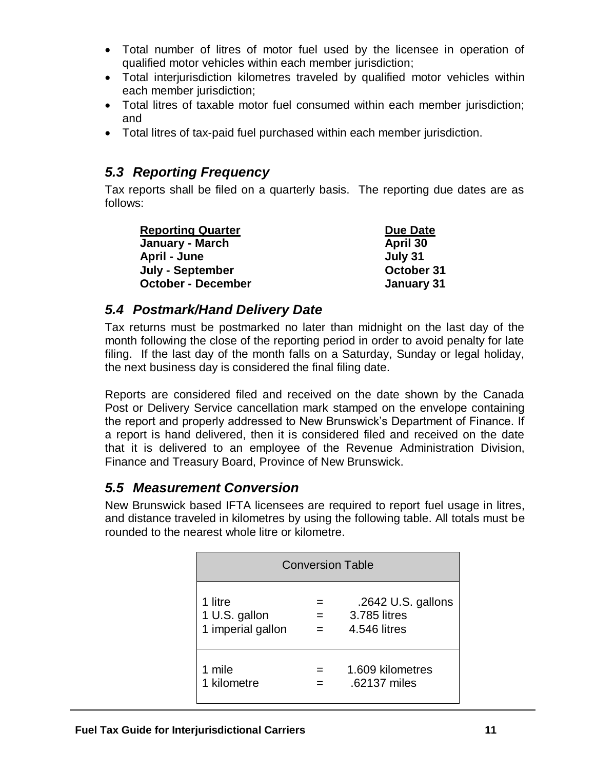- Total number of litres of motor fuel used by the licensee in operation of qualified motor vehicles within each member jurisdiction;
- Total interjurisdiction kilometres traveled by qualified motor vehicles within each member jurisdiction;
- Total litres of taxable motor fuel consumed within each member jurisdiction; and
- Total litres of tax-paid fuel purchased within each member jurisdiction.

## *5.3 Reporting Frequency*

Tax reports shall be filed on a quarterly basis. The reporting due dates are as follows:

| **Reporting Quarter** | **Due Date** |
|---|---|
| **January - March** | **April 30** |
| **April - June** | **July 31** |
| **July - September** | **October 31** |
| **October - December** | **January 31** |

## *5.4 Postmark/Hand Delivery Date*

Tax returns must be postmarked no later than midnight on the last day of the month following the close of the reporting period in order to avoid penalty for late filing. If the last day of the month falls on a Saturday, Sunday or legal holiday, the next business day is considered the final filing date.

Reports are considered filed and received on the date shown by the Canada Post or Delivery Service cancellation mark stamped on the envelope containing the report and properly addressed to New Brunswick's Department of Finance. If a report is hand delivered, then it is considered filed and received on the date that it is delivered to an employee of the Revenue Administration Division, Finance and Treasury Board, Province of New Brunswick.

## *5.5 Measurement Conversion*

New Brunswick based IFTA licensees are required to report fuel usage in litres, and distance traveled in kilometres by using the following table. All totals must be rounded to the nearest whole litre or kilometre.

| Conversion Table | | |
|---|---|---|
| 1 litre | = | .2642 U.S. gallons |
| 1 U.S. gallon | = | 3.785 litres |
| 1 imperial gallon | = | 4.546 litres |
| 1 mile | = | 1.609 kilometres |
| 1 kilometre | = | .62137 miles |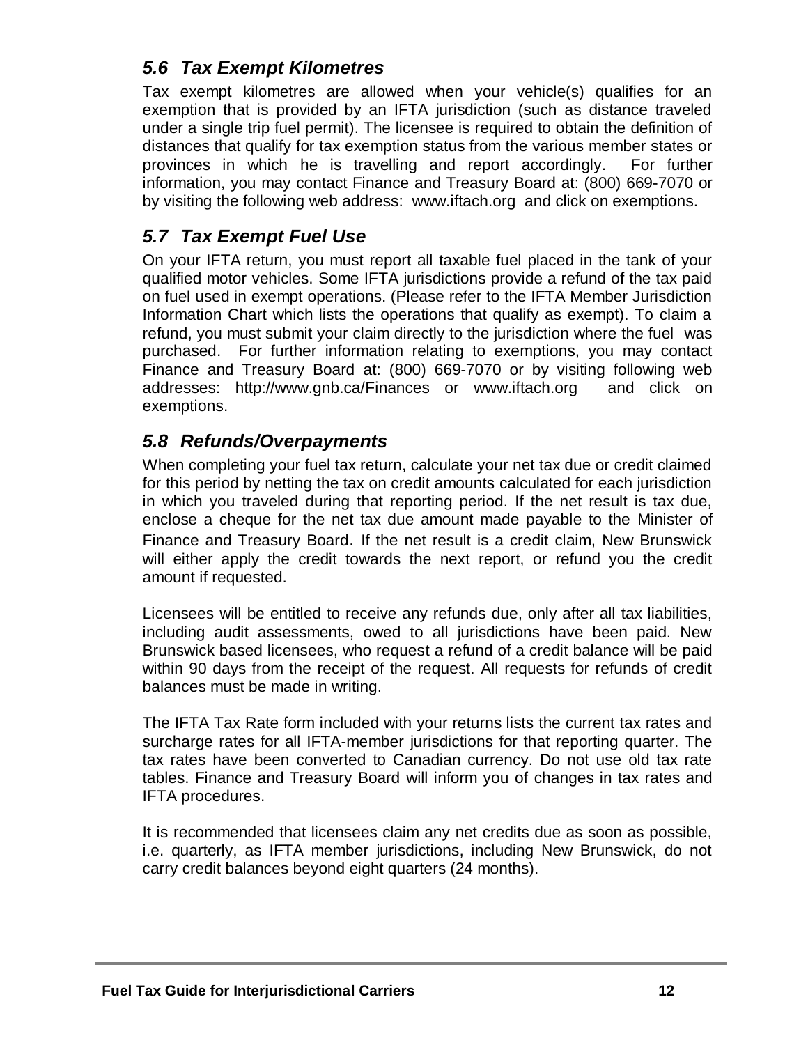## *5.6 Tax Exempt Kilometres*

Tax exempt kilometres are allowed when your vehicle(s) qualifies for an exemption that is provided by an IFTA jurisdiction (such as distance traveled under a single trip fuel permit). The licensee is required to obtain the definition of distances that qualify for tax exemption status from the various member states or provinces in which he is travelling and report accordingly. For further information, you may contact Finance and Treasury Board at: (800) 669-7070 or by visiting the following web address: www.iftach.org and click on exemptions.

## *5.7 Tax Exempt Fuel Use*

On your IFTA return, you must report all taxable fuel placed in the tank of your qualified motor vehicles. Some IFTA jurisdictions provide a refund of the tax paid on fuel used in exempt operations. (Please refer to the IFTA Member Jurisdiction Information Chart which lists the operations that qualify as exempt). To claim a refund, you must submit your claim directly to the jurisdiction where the fuel was purchased. For further information relating to exemptions, you may contact Finance and Treasury Board at: (800) 669-7070 or by visiting following web addresses: http://www.gnb.ca/Finances or www.iftach.org and click on exemptions.

## *5.8 Refunds/Overpayments*

When completing your fuel tax return, calculate your net tax due or credit claimed for this period by netting the tax on credit amounts calculated for each jurisdiction in which you traveled during that reporting period. If the net result is tax due, enclose a cheque for the net tax due amount made payable to the Minister of Finance and Treasury Board. If the net result is a credit claim, New Brunswick will either apply the credit towards the next report, or refund you the credit amount if requested.

Licensees will be entitled to receive any refunds due, only after all tax liabilities, including audit assessments, owed to all jurisdictions have been paid. New Brunswick based licensees, who request a refund of a credit balance will be paid within 90 days from the receipt of the request. All requests for refunds of credit balances must be made in writing.

The IFTA Tax Rate form included with your returns lists the current tax rates and surcharge rates for all IFTA-member jurisdictions for that reporting quarter. The tax rates have been converted to Canadian currency. Do not use old tax rate tables. Finance and Treasury Board will inform you of changes in tax rates and IFTA procedures.

It is recommended that licensees claim any net credits due as soon as possible, i.e. quarterly, as IFTA member jurisdictions, including New Brunswick, do not carry credit balances beyond eight quarters (24 months).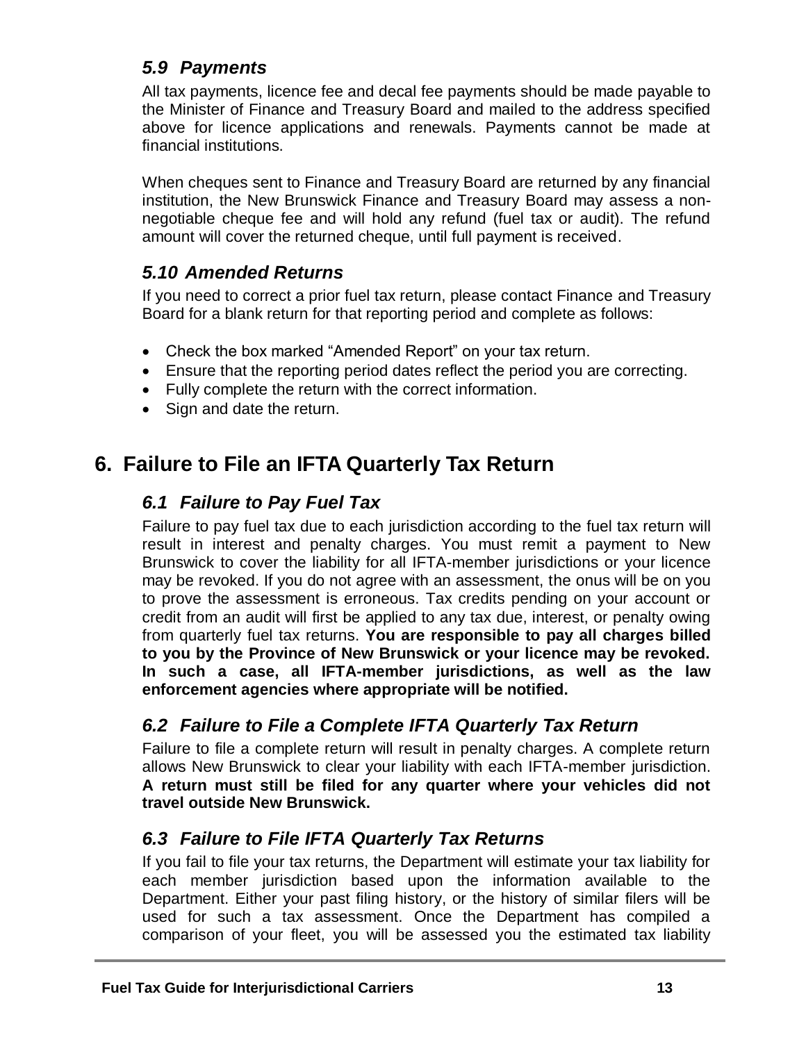### *5.9 Payments*

All tax payments, licence fee and decal fee payments should be made payable to the Minister of Finance and Treasury Board and mailed to the address specified above for licence applications and renewals. Payments cannot be made at financial institutions.

When cheques sent to Finance and Treasury Board are returned by any financial institution, the New Brunswick Finance and Treasury Board may assess a non-negotiable cheque fee and will hold any refund (fuel tax or audit). The refund amount will cover the returned cheque, until full payment is received.

### *5.10 Amended Returns*

If you need to correct a prior fuel tax return, please contact Finance and Treasury Board for a blank return for that reporting period and complete as follows:

- Check the box marked "Amended Report" on your tax return.
- Ensure that the reporting period dates reflect the period you are correcting.
- Fully complete the return with the correct information.
- Sign and date the return.

## 6. Failure to File an IFTA Quarterly Tax Return

### *6.1 Failure to Pay Fuel Tax*

Failure to pay fuel tax due to each jurisdiction according to the fuel tax return will result in interest and penalty charges. You must remit a payment to New Brunswick to cover the liability for all IFTA-member jurisdictions or your licence may be revoked. If you do not agree with an assessment, the onus will be on you to prove the assessment is erroneous. Tax credits pending on your account or credit from an audit will first be applied to any tax due, interest, or penalty owing from quarterly fuel tax returns. **You are responsible to pay all charges billed to you by the Province of New Brunswick or your licence may be revoked. In such a case, all IFTA-member jurisdictions, as well as the law enforcement agencies where appropriate will be notified.**

### *6.2 Failure to File a Complete IFTA Quarterly Tax Return*

Failure to file a complete return will result in penalty charges. A complete return allows New Brunswick to clear your liability with each IFTA-member jurisdiction. **A return must still be filed for any quarter where your vehicles did not travel outside New Brunswick.**

### *6.3 Failure to File IFTA Quarterly Tax Returns*

If you fail to file your tax returns, the Department will estimate your tax liability for each member jurisdiction based upon the information available to the Department. Either your past filing history, or the history of similar filers will be used for such a tax assessment. Once the Department has compiled a comparison of your fleet, you will be assessed you the estimated tax liability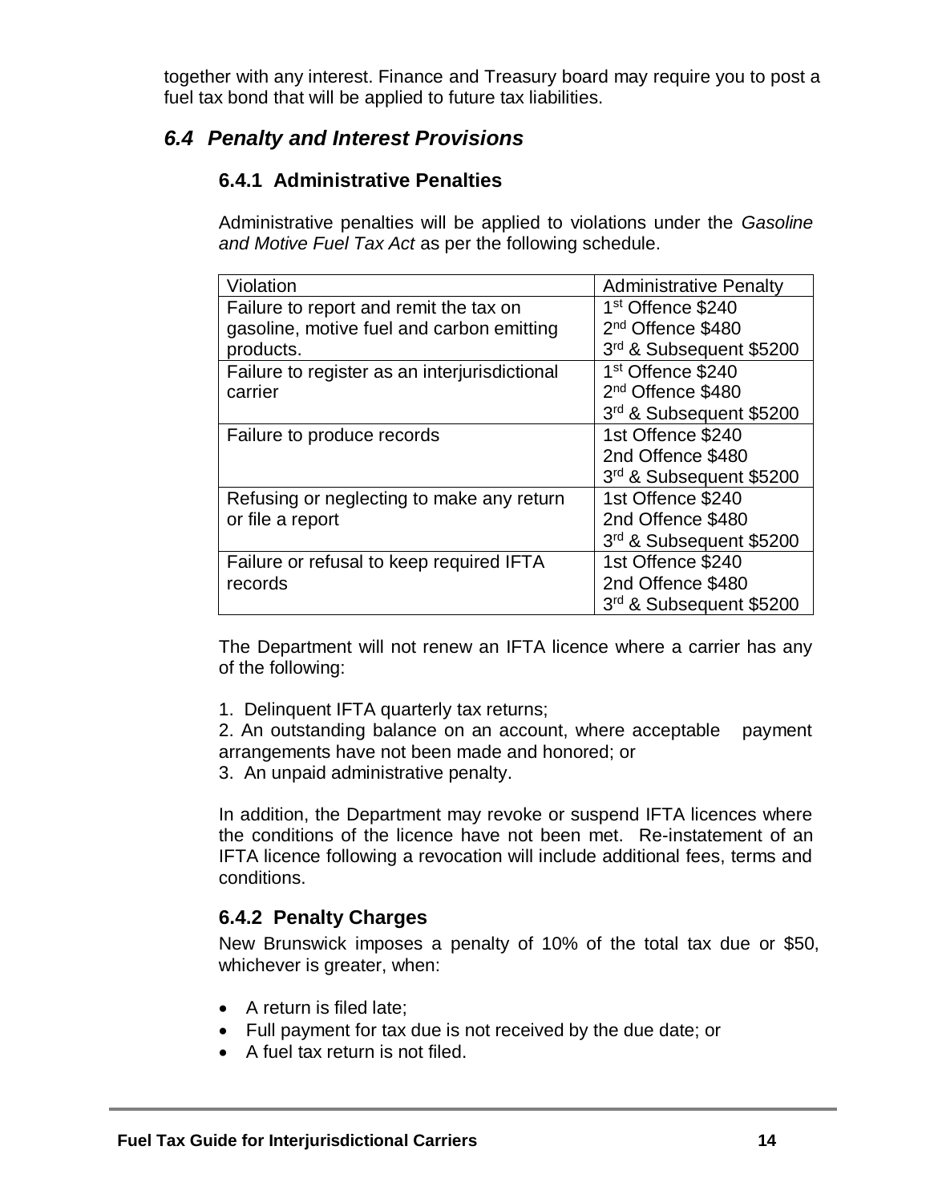together with any interest. Finance and Treasury board may require you to post a fuel tax bond that will be applied to future tax liabilities.

## *6.4 Penalty and Interest Provisions*

### 6.4.1 Administrative Penalties

Administrative penalties will be applied to violations under the *Gasoline and Motive Fuel Tax Act* as per the following schedule.

| Violation | Administrative Penalty |
|---|---|
| Failure to report and remit the tax on gasoline, motive fuel and carbon emitting products. | 1st Offence $240<br>2nd Offence $480<br>3rd & Subsequent $5200 |
| Failure to register as an interjurisdictional carrier | 1st Offence $240<br>2nd Offence $480<br>3rd & Subsequent $5200 |
| Failure to produce records | 1st Offence $240<br>2nd Offence $480<br>3rd & Subsequent $5200 |
| Refusing or neglecting to make any return or file a report | 1st Offence $240<br>2nd Offence $480<br>3rd & Subsequent $5200 |
| Failure or refusal to keep required IFTA records | 1st Offence $240<br>2nd Offence $480<br>3rd & Subsequent $5200 |

The Department will not renew an IFTA licence where a carrier has any of the following:

1. Delinquent IFTA quarterly tax returns;
2. An outstanding balance on an account, where acceptable payment arrangements have not been made and honored; or
3. An unpaid administrative penalty.

In addition, the Department may revoke or suspend IFTA licences where the conditions of the licence have not been met. Re-instatement of an IFTA licence following a revocation will include additional fees, terms and conditions.

### 6.4.2 Penalty Charges

New Brunswick imposes a penalty of 10% of the total tax due or $50, whichever is greater, when:

- A return is filed late;
- Full payment for tax due is not received by the due date; or
- A fuel tax return is not filed.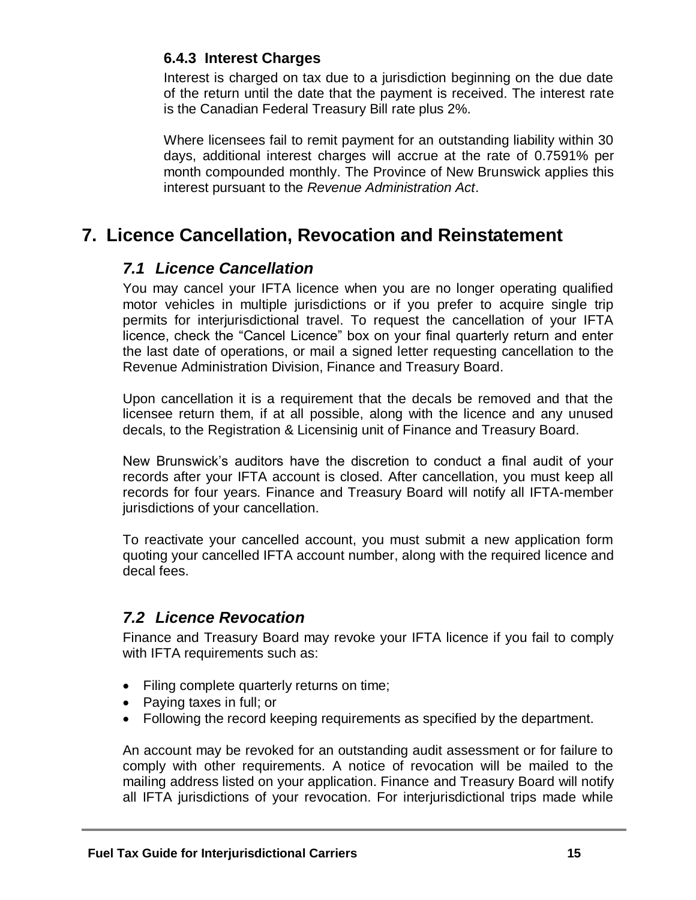### 6.4.3 Interest Charges

Interest is charged on tax due to a jurisdiction beginning on the due date of the return until the date that the payment is received. The interest rate is the Canadian Federal Treasury Bill rate plus 2%.

Where licensees fail to remit payment for an outstanding liability within 30 days, additional interest charges will accrue at the rate of 0.7591% per month compounded monthly. The Province of New Brunswick applies this interest pursuant to the *Revenue Administration Act*.

# 7. Licence Cancellation, Revocation and Reinstatement

## *7.1 Licence Cancellation*

You may cancel your IFTA licence when you are no longer operating qualified motor vehicles in multiple jurisdictions or if you prefer to acquire single trip permits for interjurisdictional travel. To request the cancellation of your IFTA licence, check the "Cancel Licence" box on your final quarterly return and enter the last date of operations, or mail a signed letter requesting cancellation to the Revenue Administration Division, Finance and Treasury Board.

Upon cancellation it is a requirement that the decals be removed and that the licensee return them, if at all possible, along with the licence and any unused decals, to the Registration & Licensinig unit of Finance and Treasury Board.

New Brunswick's auditors have the discretion to conduct a final audit of your records after your IFTA account is closed. After cancellation, you must keep all records for four years. Finance and Treasury Board will notify all IFTA-member jurisdictions of your cancellation.

To reactivate your cancelled account, you must submit a new application form quoting your cancelled IFTA account number, along with the required licence and decal fees.

## *7.2 Licence Revocation*

Finance and Treasury Board may revoke your IFTA licence if you fail to comply with IFTA requirements such as:

- Filing complete quarterly returns on time;
- Paying taxes in full; or
- Following the record keeping requirements as specified by the department.

An account may be revoked for an outstanding audit assessment or for failure to comply with other requirements. A notice of revocation will be mailed to the mailing address listed on your application. Finance and Treasury Board will notify all IFTA jurisdictions of your revocation. For interjurisdictional trips made while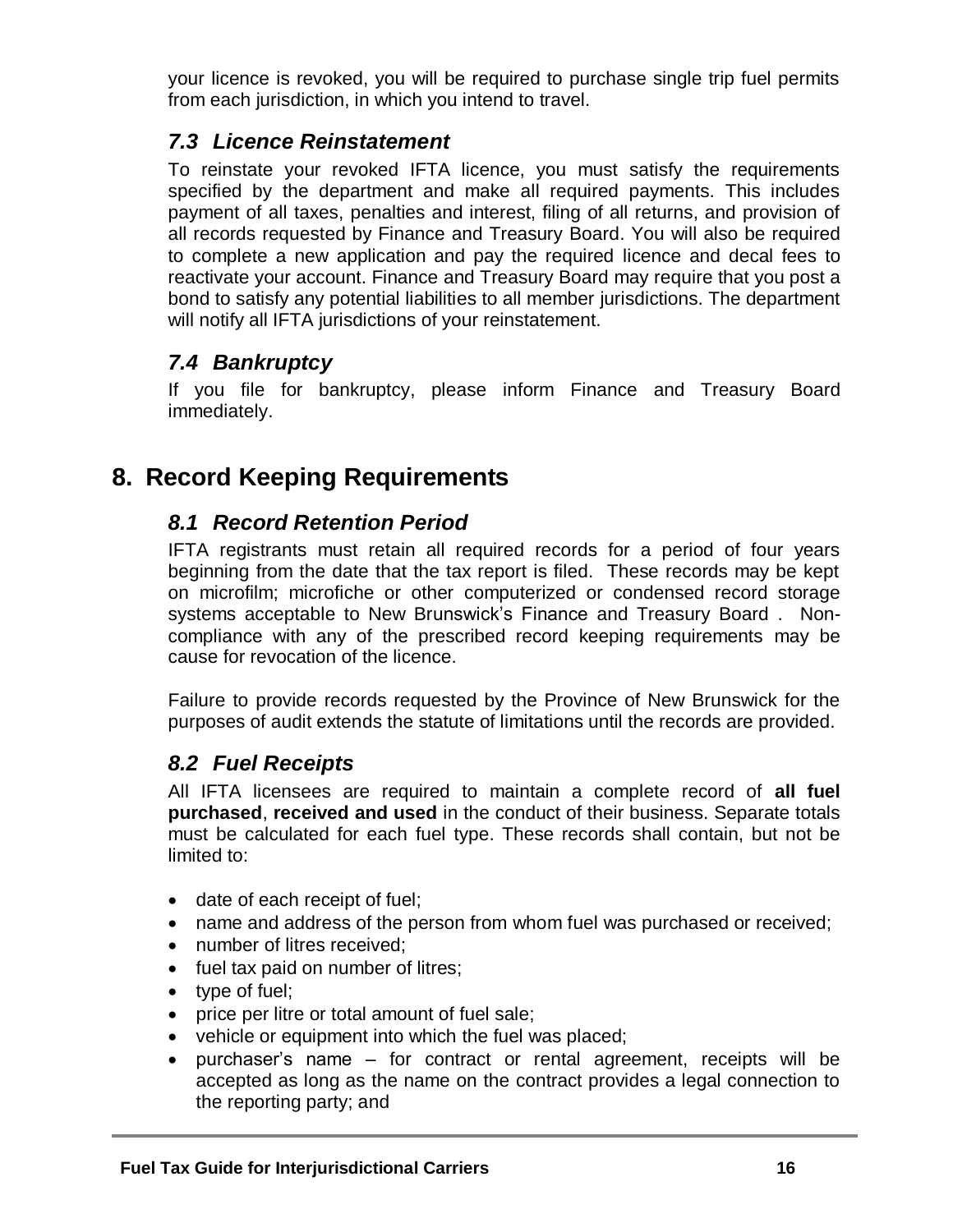your licence is revoked, you will be required to purchase single trip fuel permits from each jurisdiction, in which you intend to travel.

### *7.3 Licence Reinstatement*

To reinstate your revoked IFTA licence, you must satisfy the requirements specified by the department and make all required payments. This includes payment of all taxes, penalties and interest, filing of all returns, and provision of all records requested by Finance and Treasury Board. You will also be required to complete a new application and pay the required licence and decal fees to reactivate your account. Finance and Treasury Board may require that you post a bond to satisfy any potential liabilities to all member jurisdictions. The department will notify all IFTA jurisdictions of your reinstatement.

### *7.4 Bankruptcy*

If you file for bankruptcy, please inform Finance and Treasury Board immediately.

## 8. Record Keeping Requirements

### *8.1 Record Retention Period*

IFTA registrants must retain all required records for a period of four years beginning from the date that the tax report is filed. These records may be kept on microfilm; microfiche or other computerized or condensed record storage systems acceptable to New Brunswick's Finance and Treasury Board . Non-compliance with any of the prescribed record keeping requirements may be cause for revocation of the licence.

Failure to provide records requested by the Province of New Brunswick for the purposes of audit extends the statute of limitations until the records are provided.

### *8.2 Fuel Receipts*

All IFTA licensees are required to maintain a complete record of **all fuel purchased**, **received and used** in the conduct of their business. Separate totals must be calculated for each fuel type. These records shall contain, but not be limited to:

- date of each receipt of fuel;
- name and address of the person from whom fuel was purchased or received;
- number of litres received;
- fuel tax paid on number of litres;
- type of fuel;
- price per litre or total amount of fuel sale;
- vehicle or equipment into which the fuel was placed;
- purchaser's name – for contract or rental agreement, receipts will be accepted as long as the name on the contract provides a legal connection to the reporting party; and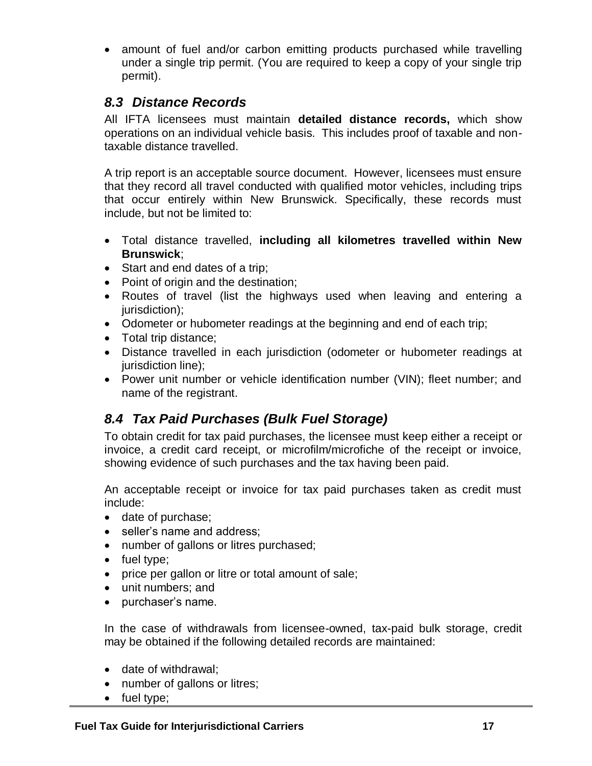- amount of fuel and/or carbon emitting products purchased while travelling under a single trip permit. (You are required to keep a copy of your single trip permit).

## *8.3 Distance Records*

All IFTA licensees must maintain **detailed distance records,** which show operations on an individual vehicle basis. This includes proof of taxable and non-taxable distance travelled.

A trip report is an acceptable source document. However, licensees must ensure that they record all travel conducted with qualified motor vehicles, including trips that occur entirely within New Brunswick. Specifically, these records must include, but not be limited to:

- Total distance travelled, **including all kilometres travelled within New Brunswick**;
- Start and end dates of a trip;
- Point of origin and the destination;
- Routes of travel (list the highways used when leaving and entering a jurisdiction);
- Odometer or hubometer readings at the beginning and end of each trip;
- Total trip distance;
- Distance travelled in each jurisdiction (odometer or hubometer readings at jurisdiction line);
- Power unit number or vehicle identification number (VIN); fleet number; and name of the registrant.

## *8.4 Tax Paid Purchases (Bulk Fuel Storage)*

To obtain credit for tax paid purchases, the licensee must keep either a receipt or invoice, a credit card receipt, or microfilm/microfiche of the receipt or invoice, showing evidence of such purchases and the tax having been paid.

An acceptable receipt or invoice for tax paid purchases taken as credit must include:

- date of purchase;
- seller's name and address;
- number of gallons or litres purchased;
- fuel type;
- price per gallon or litre or total amount of sale;
- unit numbers; and
- purchaser's name.

In the case of withdrawals from licensee-owned, tax-paid bulk storage, credit may be obtained if the following detailed records are maintained:

- date of withdrawal;
- number of gallons or litres;
- fuel type;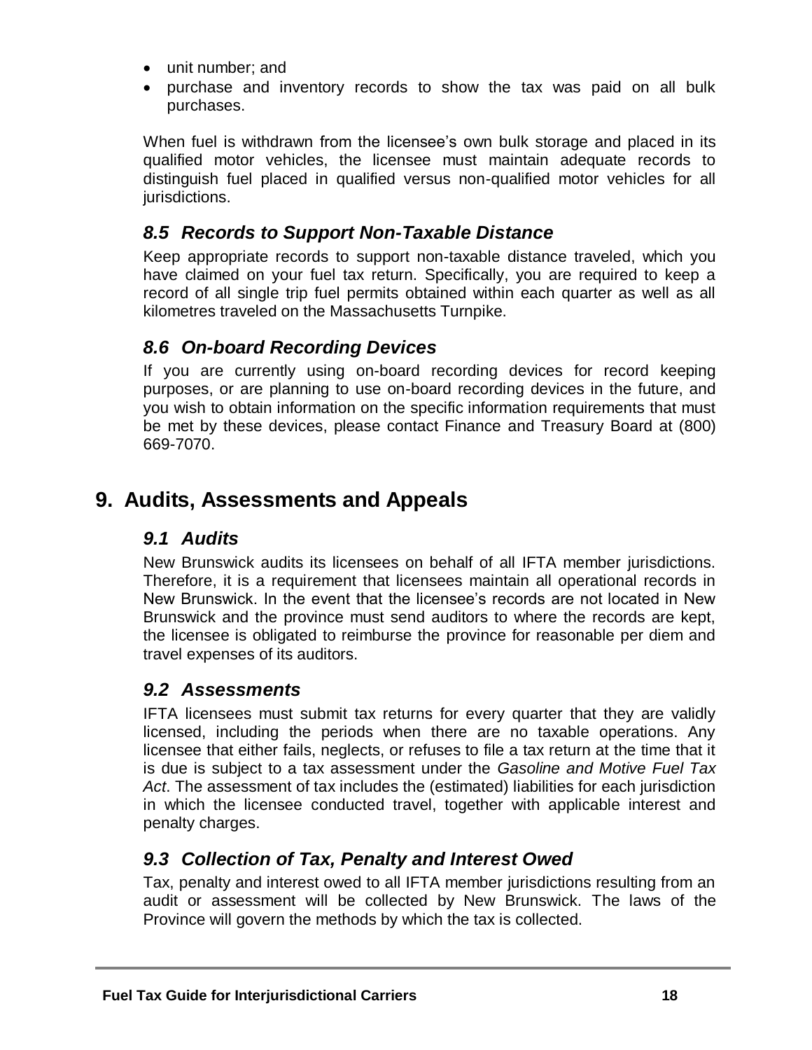- unit number; and
- purchase and inventory records to show the tax was paid on all bulk purchases.

When fuel is withdrawn from the licensee's own bulk storage and placed in its qualified motor vehicles, the licensee must maintain adequate records to distinguish fuel placed in qualified versus non-qualified motor vehicles for all jurisdictions.

### *8.5 Records to Support Non-Taxable Distance*

Keep appropriate records to support non-taxable distance traveled, which you have claimed on your fuel tax return. Specifically, you are required to keep a record of all single trip fuel permits obtained within each quarter as well as all kilometres traveled on the Massachusetts Turnpike.

### *8.6 On-board Recording Devices*

If you are currently using on-board recording devices for record keeping purposes, or are planning to use on-board recording devices in the future, and you wish to obtain information on the specific information requirements that must be met by these devices, please contact Finance and Treasury Board at (800) 669-7070.

## 9. Audits, Assessments and Appeals

### *9.1 Audits*

New Brunswick audits its licensees on behalf of all IFTA member jurisdictions. Therefore, it is a requirement that licensees maintain all operational records in New Brunswick. In the event that the licensee's records are not located in New Brunswick and the province must send auditors to where the records are kept, the licensee is obligated to reimburse the province for reasonable per diem and travel expenses of its auditors.

### *9.2 Assessments*

IFTA licensees must submit tax returns for every quarter that they are validly licensed, including the periods when there are no taxable operations. Any licensee that either fails, neglects, or refuses to file a tax return at the time that it is due is subject to a tax assessment under the *Gasoline and Motive Fuel Tax Act*. The assessment of tax includes the (estimated) liabilities for each jurisdiction in which the licensee conducted travel, together with applicable interest and penalty charges.

### *9.3 Collection of Tax, Penalty and Interest Owed*

Tax, penalty and interest owed to all IFTA member jurisdictions resulting from an audit or assessment will be collected by New Brunswick. The laws of the Province will govern the methods by which the tax is collected.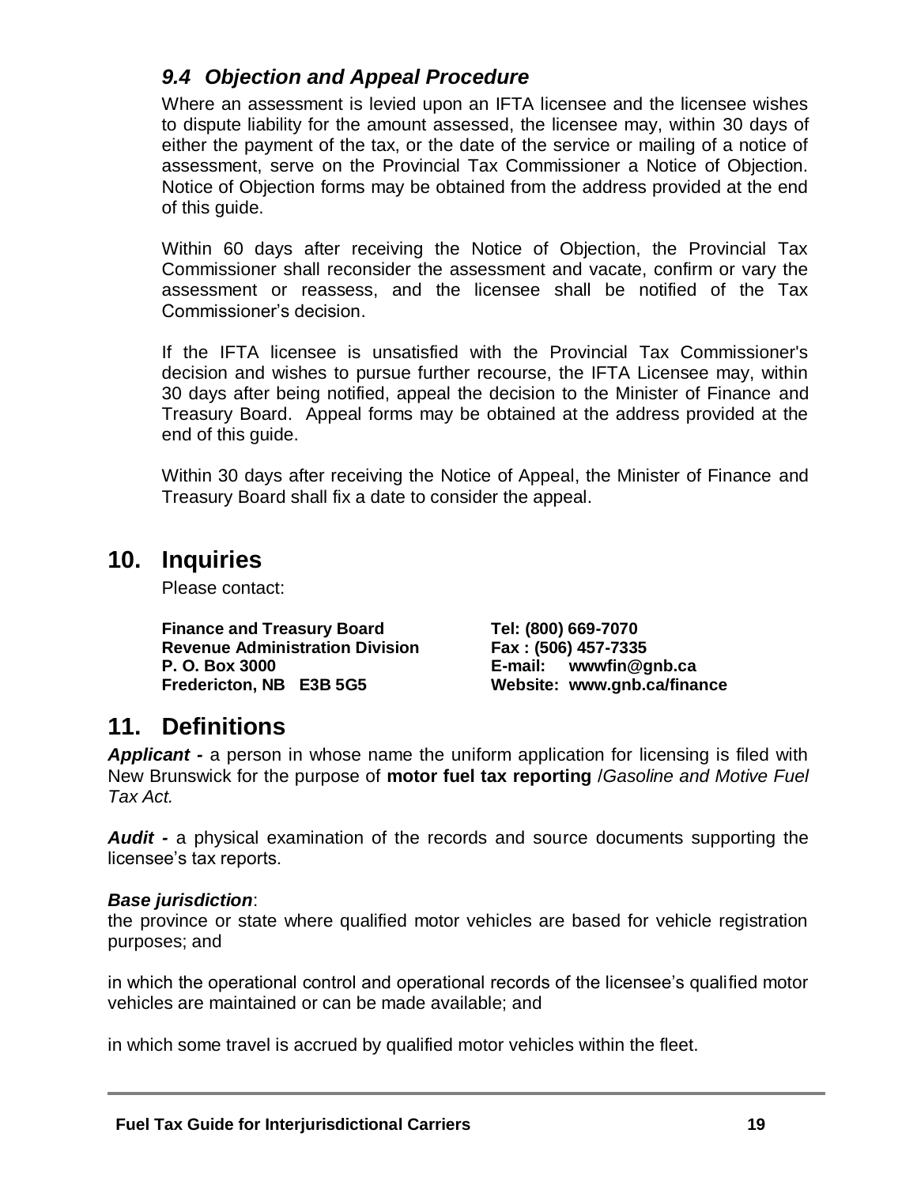### *9.4 Objection and Appeal Procedure*

Where an assessment is levied upon an IFTA licensee and the licensee wishes to dispute liability for the amount assessed, the licensee may, within 30 days of either the payment of the tax, or the date of the service or mailing of a notice of assessment, serve on the Provincial Tax Commissioner a Notice of Objection. Notice of Objection forms may be obtained from the address provided at the end of this guide.

Within 60 days after receiving the Notice of Objection, the Provincial Tax Commissioner shall reconsider the assessment and vacate, confirm or vary the assessment or reassess, and the licensee shall be notified of the Tax Commissioner's decision.

If the IFTA licensee is unsatisfied with the Provincial Tax Commissioner's decision and wishes to pursue further recourse, the IFTA Licensee may, within 30 days after being notified, appeal the decision to the Minister of Finance and Treasury Board. Appeal forms may be obtained at the address provided at the end of this guide.

Within 30 days after receiving the Notice of Appeal, the Minister of Finance and Treasury Board shall fix a date to consider the appeal.

## 10. Inquiries

Please contact:

**Finance and Treasury Board**
**Revenue Administration Division**
**P. O. Box 3000**
**Fredericton, NB E3B 5G5**

**Tel: (800) 669-7070**
**Fax : (506) 457-7335**
**E-mail: wwwfin@gnb.ca**
**Website: www.gnb.ca/finance**

## 11. Definitions

***Applicant -*** a person in whose name the uniform application for licensing is filed with New Brunswick for the purpose of **motor fuel tax reporting** /*Gasoline and Motive Fuel Tax Act.*

***Audit -*** a physical examination of the records and source documents supporting the licensee's tax reports.

***Base jurisdiction***:

the province or state where qualified motor vehicles are based for vehicle registration purposes; and

in which the operational control and operational records of the licensee's qualified motor vehicles are maintained or can be made available; and

in which some travel is accrued by qualified motor vehicles within the fleet.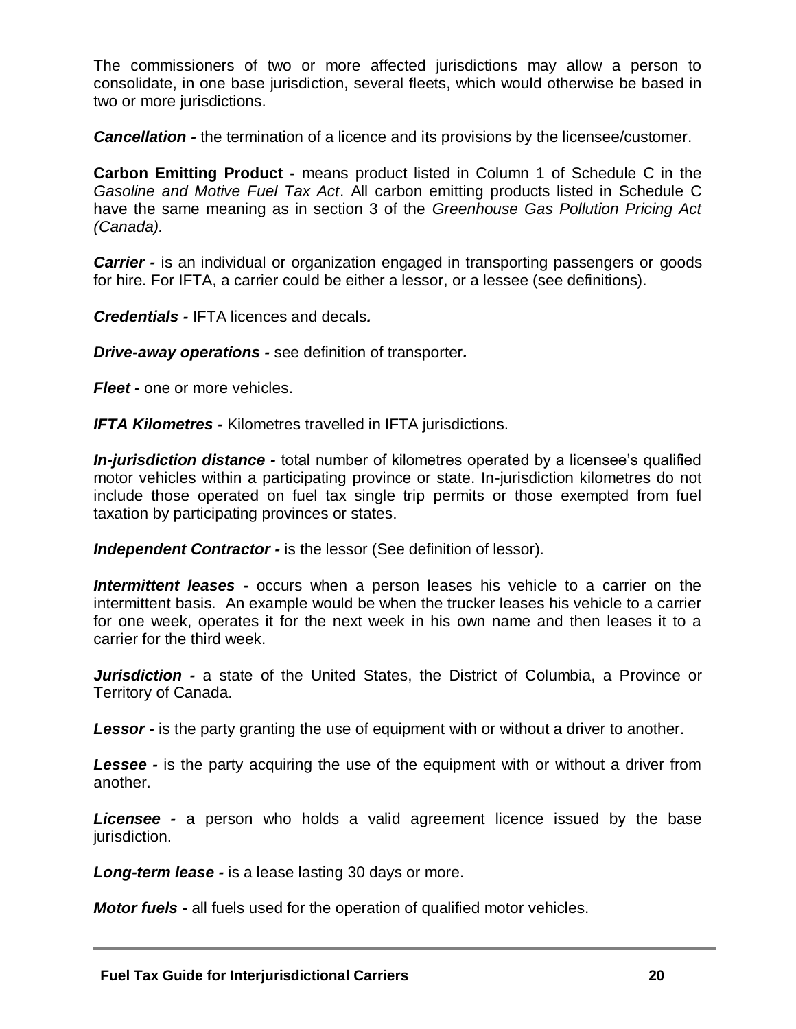The commissioners of two or more affected jurisdictions may allow a person to consolidate, in one base jurisdiction, several fleets, which would otherwise be based in two or more jurisdictions.

***Cancellation -*** the termination of a licence and its provisions by the licensee/customer.

**Carbon Emitting Product -** means product listed in Column 1 of Schedule C in the *Gasoline and Motive Fuel Tax Act*. All carbon emitting products listed in Schedule C have the same meaning as in section 3 of the *Greenhouse Gas Pollution Pricing Act (Canada).*

***Carrier -*** is an individual or organization engaged in transporting passengers or goods for hire. For IFTA, a carrier could be either a lessor, or a lessee (see definitions).

***Credentials -*** IFTA licences and decals.

***Drive-away operations -*** see definition of transporter.

***Fleet -*** one or more vehicles.

***IFTA Kilometres -*** Kilometres travelled in IFTA jurisdictions.

***In-jurisdiction distance -*** total number of kilometres operated by a licensee's qualified motor vehicles within a participating province or state. In-jurisdiction kilometres do not include those operated on fuel tax single trip permits or those exempted from fuel taxation by participating provinces or states.

***Independent Contractor -*** is the lessor (See definition of lessor).

***Intermittent leases -*** occurs when a person leases his vehicle to a carrier on the intermittent basis. An example would be when the trucker leases his vehicle to a carrier for one week, operates it for the next week in his own name and then leases it to a carrier for the third week.

***Jurisdiction -*** a state of the United States, the District of Columbia, a Province or Territory of Canada.

***Lessor -*** is the party granting the use of equipment with or without a driver to another.

***Lessee -*** is the party acquiring the use of the equipment with or without a driver from another.

***Licensee -*** a person who holds a valid agreement licence issued by the base jurisdiction.

***Long-term lease -*** is a lease lasting 30 days or more.

***Motor fuels -*** all fuels used for the operation of qualified motor vehicles.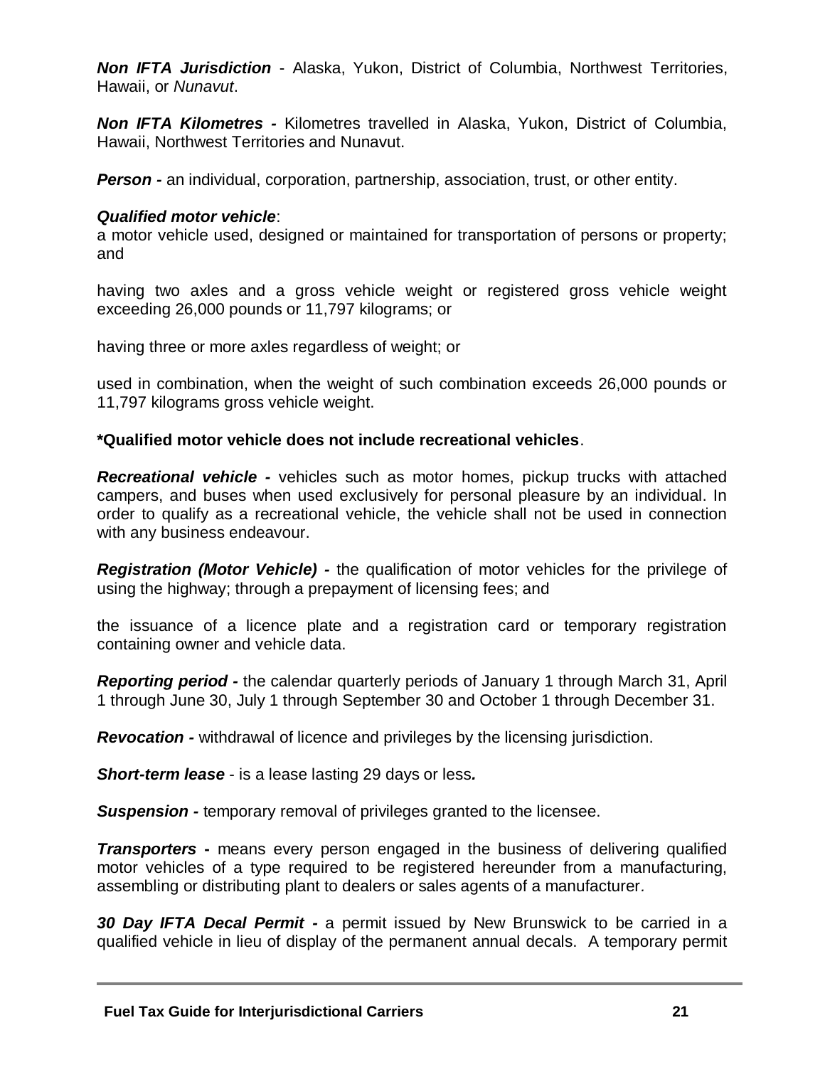***Non IFTA Jurisdiction*** - Alaska, Yukon, District of Columbia, Northwest Territories, Hawaii, or *Nunavut*.

***Non IFTA Kilometres -*** Kilometres travelled in Alaska, Yukon, District of Columbia, Hawaii, Northwest Territories and Nunavut.

***Person -*** an individual, corporation, partnership, association, trust, or other entity.

***Qualified motor vehicle***:

a motor vehicle used, designed or maintained for transportation of persons or property; and

having two axles and a gross vehicle weight or registered gross vehicle weight exceeding 26,000 pounds or 11,797 kilograms; or

having three or more axles regardless of weight; or

used in combination, when the weight of such combination exceeds 26,000 pounds or 11,797 kilograms gross vehicle weight.

**\*Qualified motor vehicle does not include recreational vehicles**.

***Recreational vehicle -*** vehicles such as motor homes, pickup trucks with attached campers, and buses when used exclusively for personal pleasure by an individual. In order to qualify as a recreational vehicle, the vehicle shall not be used in connection with any business endeavour.

***Registration (Motor Vehicle) -*** the qualification of motor vehicles for the privilege of using the highway; through a prepayment of licensing fees; and

the issuance of a licence plate and a registration card or temporary registration containing owner and vehicle data.

***Reporting period -*** the calendar quarterly periods of January 1 through March 31, April 1 through June 30, July 1 through September 30 and October 1 through December 31.

***Revocation -*** withdrawal of licence and privileges by the licensing jurisdiction.

***Short-term lease*** - is a lease lasting 29 days or less***.***

***Suspension -*** temporary removal of privileges granted to the licensee.

***Transporters -*** means every person engaged in the business of delivering qualified motor vehicles of a type required to be registered hereunder from a manufacturing, assembling or distributing plant to dealers or sales agents of a manufacturer.

***30 Day IFTA Decal Permit -*** a permit issued by New Brunswick to be carried in a qualified vehicle in lieu of display of the permanent annual decals. A temporary permit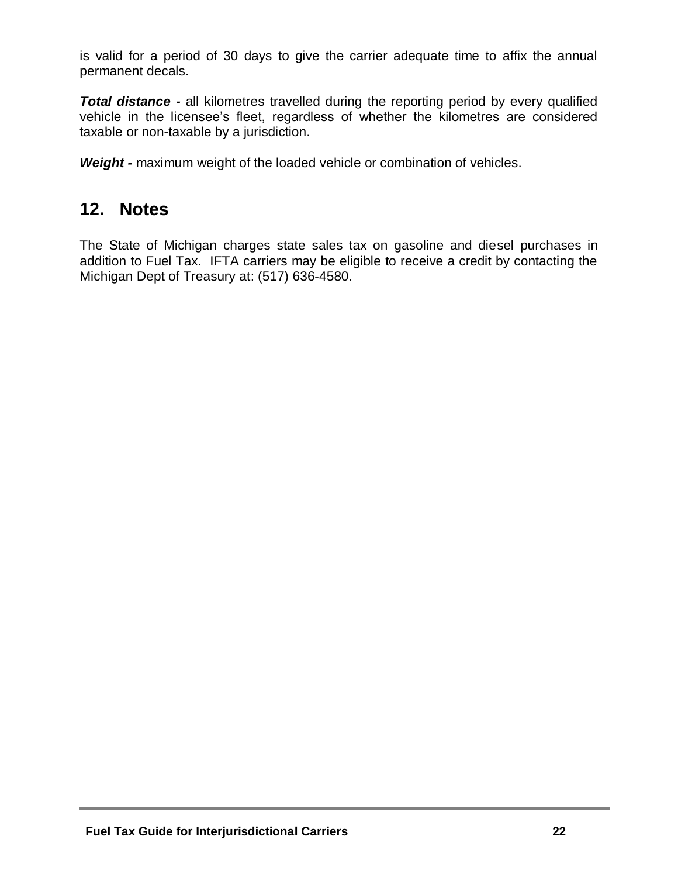is valid for a period of 30 days to give the carrier adequate time to affix the annual permanent decals.

***Total distance -*** all kilometres travelled during the reporting period by every qualified vehicle in the licensee's fleet, regardless of whether the kilometres are considered taxable or non-taxable by a jurisdiction.

***Weight -*** maximum weight of the loaded vehicle or combination of vehicles.

## 12. Notes

The State of Michigan charges state sales tax on gasoline and diesel purchases in addition to Fuel Tax. IFTA carriers may be eligible to receive a credit by contacting the Michigan Dept of Treasury at: (517) 636-4580.